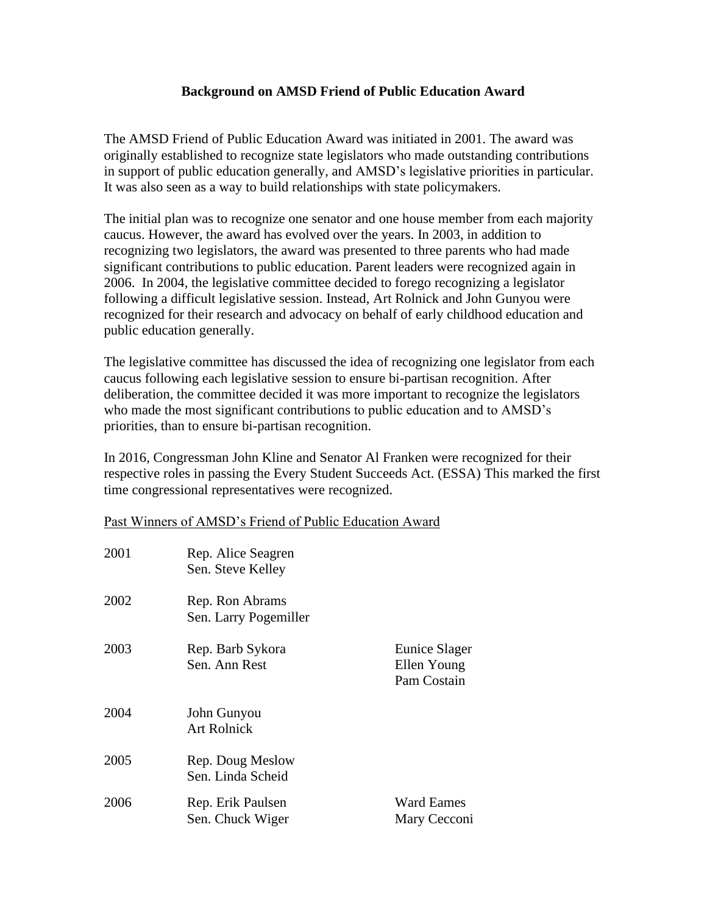# Background on AMSD Friend of Public Education Award

The AMSD Friend of Public Education Award was initiated in 2001. The award was originally established to recognize state legislators who made outstanding contributions in support of public education generally, and AMSD's legislative priorities in particular. It was also seen as a way to build relationships with state policymakers.

The initial plan was to recognize one senator and one house member from each majority caucus. However, the award has evolved over the years. In 2003, in addition to recognizing two legislators, the award was presented to three parents who had made significant contributions to public education. Parent leaders were recognized again in 2006. In 2004, the legislative committee decided to forego recognizing a legislator following a difficult legislative session. Instead, Art Rolnick and John Gunyou were recognized for their research and advocacy on behalf of early childhood education and public education generally.

The legislative committee has discussed the idea of recognizing one legislator from each caucus following each legislative session to ensure bi-partisan recognition. After deliberation, the committee decided it was more important to recognize the legislators who made the most significant contributions to public education and to AMSD's priorities, than to ensure bi-partisan recognition.

In 2016, Congressman John Kline and Senator Al Franken were recognized for their respective roles in passing the Every Student Succeeds Act. (ESSA) This marked the first time congressional representatives were recognized.

<u>Past Winners of AMSD's Friend of Public Education Award</u>

| Year | Legislators / Recipients | Others |
|---|---|---|
| 2001 | Rep. Alice Seagren<br>Sen. Steve Kelley | |
| 2002 | Rep. Ron Abrams<br>Sen. Larry Pogemiller | |
| 2003 | Rep. Barb Sykora<br>Sen. Ann Rest | Eunice Slager<br>Ellen Young<br>Pam Costain |
| 2004 | John Gunyou<br>Art Rolnick | |
| 2005 | Rep. Doug Meslow<br>Sen. Linda Scheid | |
| 2006 | Rep. Erik Paulsen<br>Sen. Chuck Wiger | Ward Eames<br>Mary Cecconi |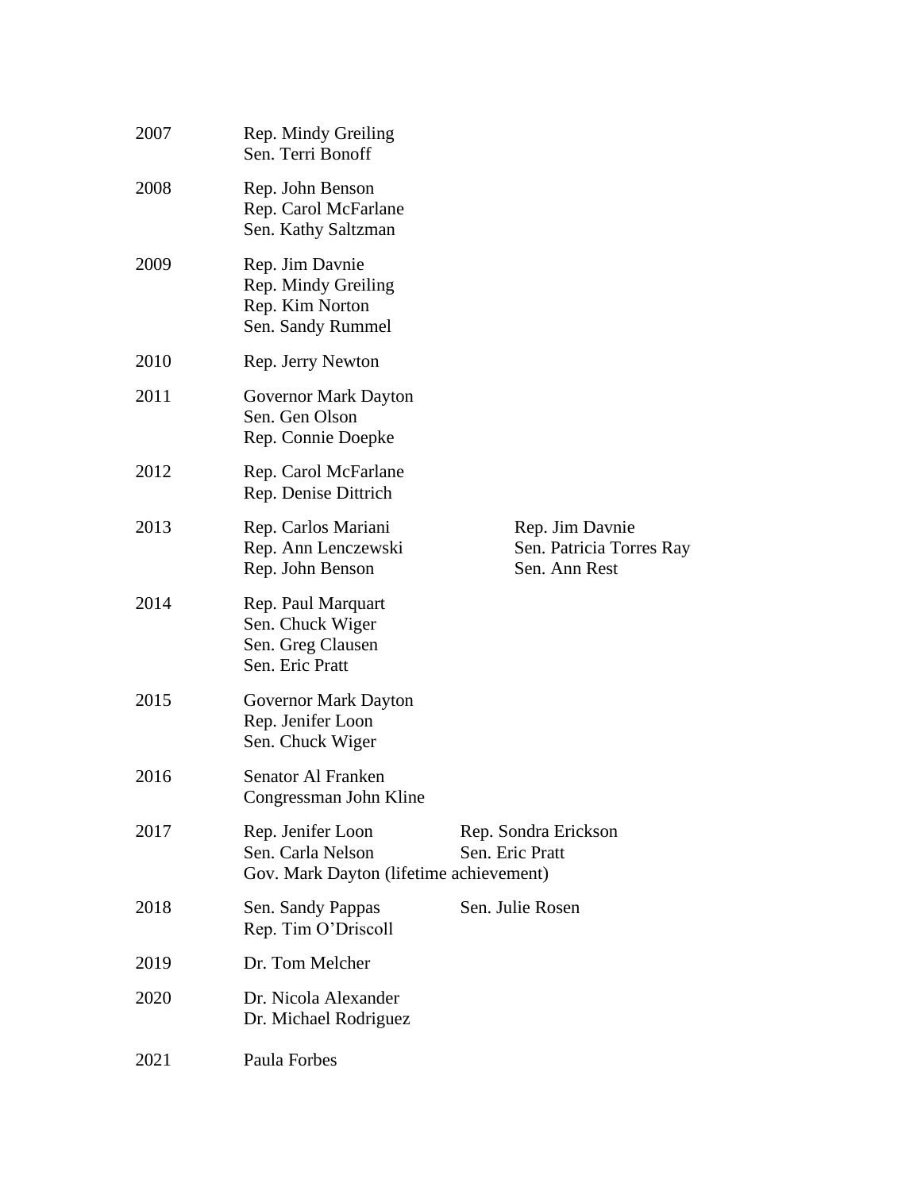| | |
|---|---|
| 2007 | Rep. Mindy Greiling<br>Sen. Terri Bonoff |
| 2008 | Rep. John Benson<br>Rep. Carol McFarlane<br>Sen. Kathy Saltzman |
| 2009 | Rep. Jim Davnie<br>Rep. Mindy Greiling<br>Rep. Kim Norton<br>Sen. Sandy Rummel |
| 2010 | Rep. Jerry Newton |
| 2011 | Governor Mark Dayton<br>Sen. Gen Olson<br>Rep. Connie Doepke |
| 2012 | Rep. Carol McFarlane<br>Rep. Denise Dittrich |
| 2013 | Rep. Carlos Mariani<br>Rep. Ann Lenczewski<br>Rep. John Benson<br>Rep. Jim Davnie<br>Sen. Patricia Torres Ray<br>Sen. Ann Rest |
| 2014 | Rep. Paul Marquart<br>Sen. Chuck Wiger<br>Sen. Greg Clausen<br>Sen. Eric Pratt |
| 2015 | Governor Mark Dayton<br>Rep. Jenifer Loon<br>Sen. Chuck Wiger |
| 2016 | Senator Al Franken<br>Congressman John Kline |
| 2017 | Rep. Jenifer Loon<br>Sen. Carla Nelson<br>Rep. Sondra Erickson<br>Sen. Eric Pratt<br>Gov. Mark Dayton (lifetime achievement) |
| 2018 | Sen. Sandy Pappas<br>Rep. Tim O'Driscoll<br>Sen. Julie Rosen |
| 2019 | Dr. Tom Melcher |
| 2020 | Dr. Nicola Alexander<br>Dr. Michael Rodriguez |
| 2021 | Paula Forbes |